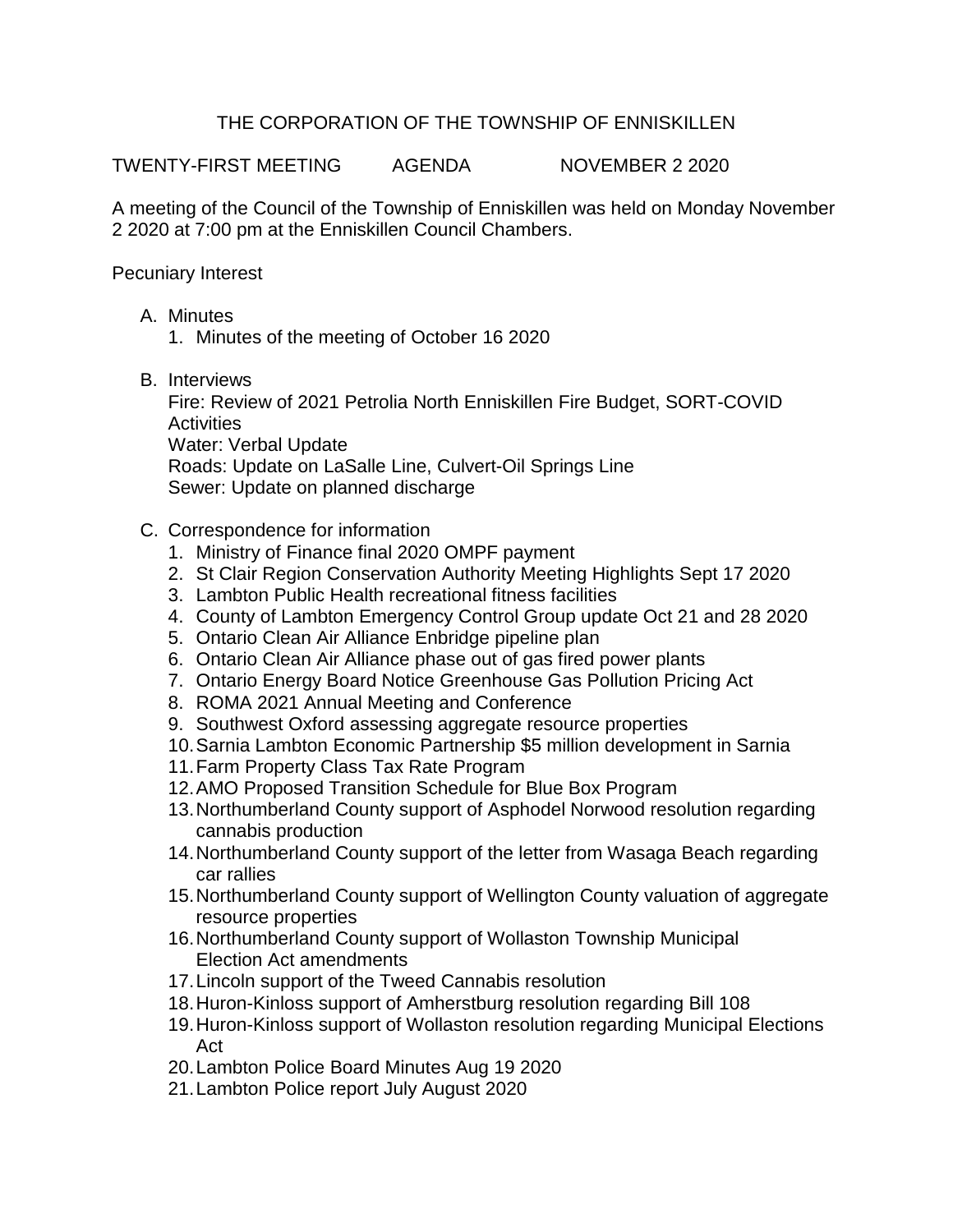THE CORPORATION OF THE TOWNSHIP OF ENNISKILLEN

TWENTY-FIRST MEETING AGENDA NOVEMBER 2 2020

A meeting of the Council of the Township of Enniskillen was held on Monday November 2 2020 at 7:00 pm at the Enniskillen Council Chambers.

Pecuniary Interest

A. Minutes
   1. Minutes of the meeting of October 16 2020

B. Interviews
   Fire: Review of 2021 Petrolia North Enniskillen Fire Budget, SORT-COVID Activities
   Water: Verbal Update
   Roads: Update on LaSalle Line, Culvert-Oil Springs Line
   Sewer: Update on planned discharge

C. Correspondence for information
   1. Ministry of Finance final 2020 OMPF payment
   2. St Clair Region Conservation Authority Meeting Highlights Sept 17 2020
   3. Lambton Public Health recreational fitness facilities
   4. County of Lambton Emergency Control Group update Oct 21 and 28 2020
   5. Ontario Clean Air Alliance Enbridge pipeline plan
   6. Ontario Clean Air Alliance phase out of gas fired power plants
   7. Ontario Energy Board Notice Greenhouse Gas Pollution Pricing Act
   8. ROMA 2021 Annual Meeting and Conference
   9. Southwest Oxford assessing aggregate resource properties
   10. Sarnia Lambton Economic Partnership $5 million development in Sarnia
   11. Farm Property Class Tax Rate Program
   12. AMO Proposed Transition Schedule for Blue Box Program
   13. Northumberland County support of Asphodel Norwood resolution regarding cannabis production
   14. Northumberland County support of the letter from Wasaga Beach regarding car rallies
   15. Northumberland County support of Wellington County valuation of aggregate resource properties
   16. Northumberland County support of Wollaston Township Municipal Election Act amendments
   17. Lincoln support of the Tweed Cannabis resolution
   18. Huron-Kinloss support of Amherstburg resolution regarding Bill 108
   19. Huron-Kinloss support of Wollaston resolution regarding Municipal Elections Act
   20. Lambton Police Board Minutes Aug 19 2020
   21. Lambton Police report July August 2020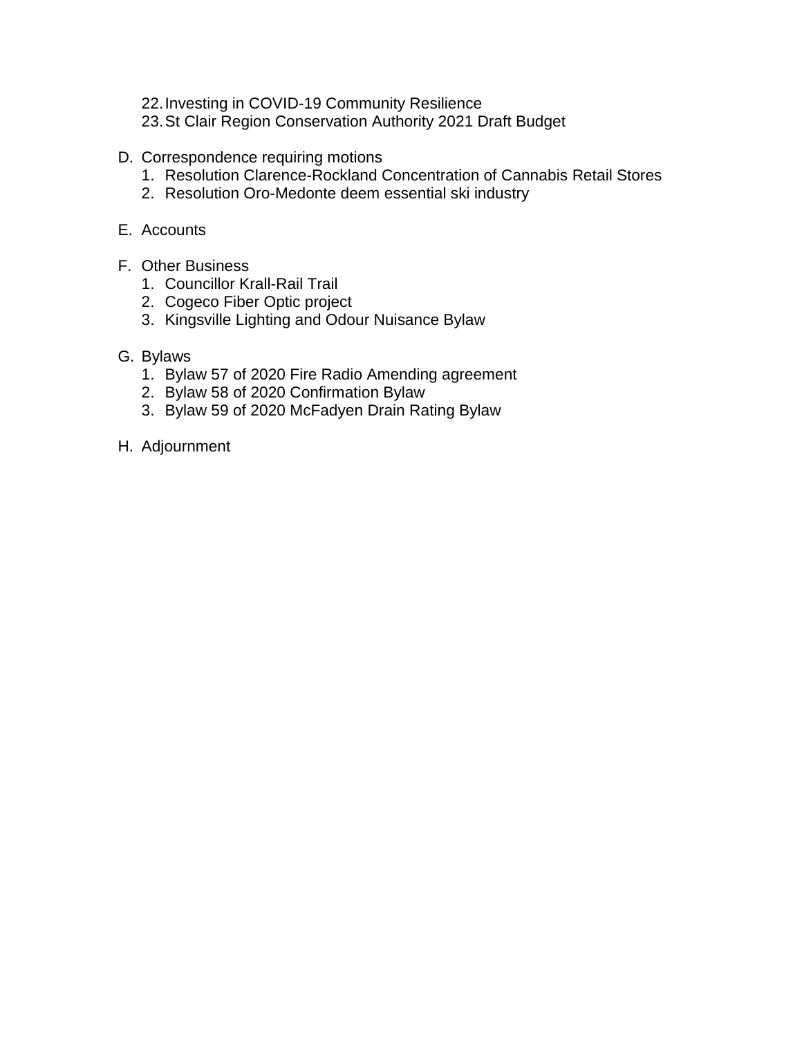22. Investing in COVID-19 Community Resilience
23. St Clair Region Conservation Authority 2021 Draft Budget

D. Correspondence requiring motions
    1. Resolution Clarence-Rockland Concentration of Cannabis Retail Stores
    2. Resolution Oro-Medonte deem essential ski industry

E. Accounts

F. Other Business
    1. Councillor Krall-Rail Trail
    2. Cogeco Fiber Optic project
    3. Kingsville Lighting and Odour Nuisance Bylaw

G. Bylaws
    1. Bylaw 57 of 2020 Fire Radio Amending agreement
    2. Bylaw 58 of 2020 Confirmation Bylaw
    3. Bylaw 59 of 2020 McFadyen Drain Rating Bylaw

H. Adjournment